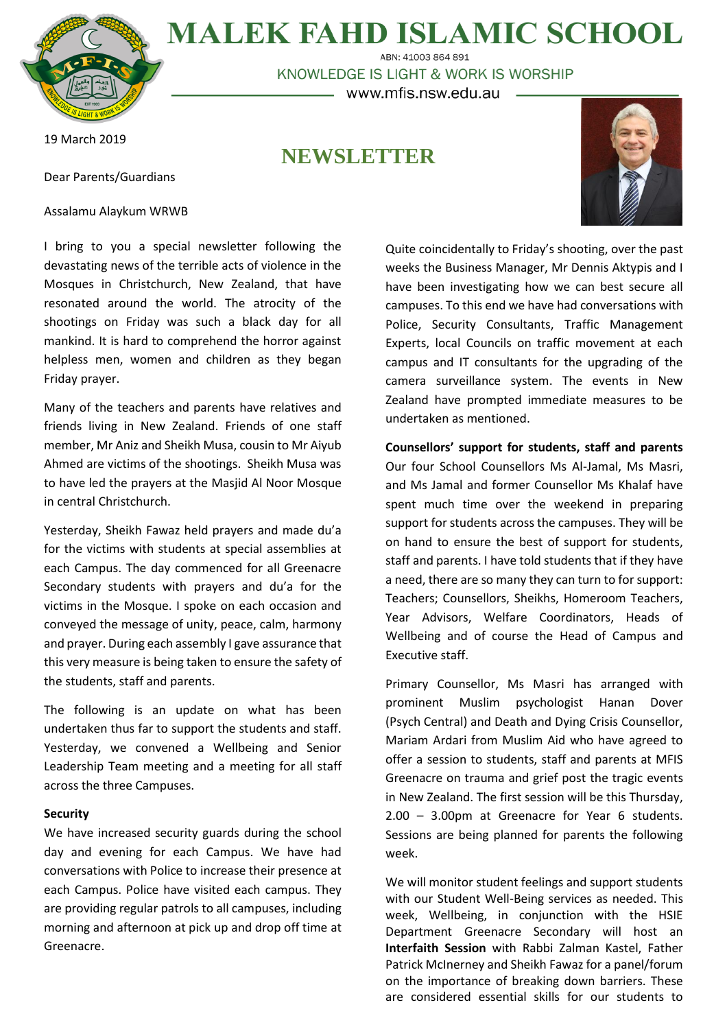# MALEK FAHD ISLAMIC SCHOOL

ABN: 41003 864 891

KNOWLEDGE IS LIGHT & WORK IS WORSHIP

www.mfis.nsw.edu.au

19 March 2019

## NEWSLETTER

Dear Parents/Guardians

Assalamu Alaykum WRWB

I bring to you a special newsletter following the devastating news of the terrible acts of violence in the Mosques in Christchurch, New Zealand, that have resonated around the world. The atrocity of the shootings on Friday was such a black day for all mankind. It is hard to comprehend the horror against helpless men, women and children as they began Friday prayer.

Many of the teachers and parents have relatives and friends living in New Zealand. Friends of one staff member, Mr Aniz and Sheikh Musa, cousin to Mr Aiyub Ahmed are victims of the shootings. Sheikh Musa was to have led the prayers at the Masjid Al Noor Mosque in central Christchurch.

Yesterday, Sheikh Fawaz held prayers and made du'a for the victims with students at special assemblies at each Campus. The day commenced for all Greenacre Secondary students with prayers and du'a for the victims in the Mosque. I spoke on each occasion and conveyed the message of unity, peace, calm, harmony and prayer. During each assembly I gave assurance that this very measure is being taken to ensure the safety of the students, staff and parents.

The following is an update on what has been undertaken thus far to support the students and staff. Yesterday, we convened a Wellbeing and Senior Leadership Team meeting and a meeting for all staff across the three Campuses.

**Security**

We have increased security guards during the school day and evening for each Campus. We have had conversations with Police to increase their presence at each Campus. Police have visited each campus. They are providing regular patrols to all campuses, including morning and afternoon at pick up and drop off time at Greenacre.

Quite coincidentally to Friday's shooting, over the past weeks the Business Manager, Mr Dennis Aktypis and I have been investigating how we can best secure all campuses. To this end we have had conversations with Police, Security Consultants, Traffic Management Experts, local Councils on traffic movement at each campus and IT consultants for the upgrading of the camera surveillance system. The events in New Zealand have prompted immediate measures to be undertaken as mentioned.

**Counsellors' support for students, staff and parents**

Our four School Counsellors Ms Al-Jamal, Ms Masri, and Ms Jamal and former Counsellor Ms Khalaf have spent much time over the weekend in preparing support for students across the campuses. They will be on hand to ensure the best of support for students, staff and parents. I have told students that if they have a need, there are so many they can turn to for support: Teachers; Counsellors, Sheikhs, Homeroom Teachers, Year Advisors, Welfare Coordinators, Heads of Wellbeing and of course the Head of Campus and Executive staff.

Primary Counsellor, Ms Masri has arranged with prominent Muslim psychologist Hanan Dover (Psych Central) and Death and Dying Crisis Counsellor, Mariam Ardari from Muslim Aid who have agreed to offer a session to students, staff and parents at MFIS Greenacre on trauma and grief post the tragic events in New Zealand. The first session will be this Thursday, 2.00 – 3.00pm at Greenacre for Year 6 students. Sessions are being planned for parents the following week.

We will monitor student feelings and support students with our Student Well-Being services as needed. This week, Wellbeing, in conjunction with the HSIE Department Greenacre Secondary will host an **Interfaith Session** with Rabbi Zalman Kastel, Father Patrick McInerney and Sheikh Fawaz for a panel/forum on the importance of breaking down barriers. These are considered essential skills for our students to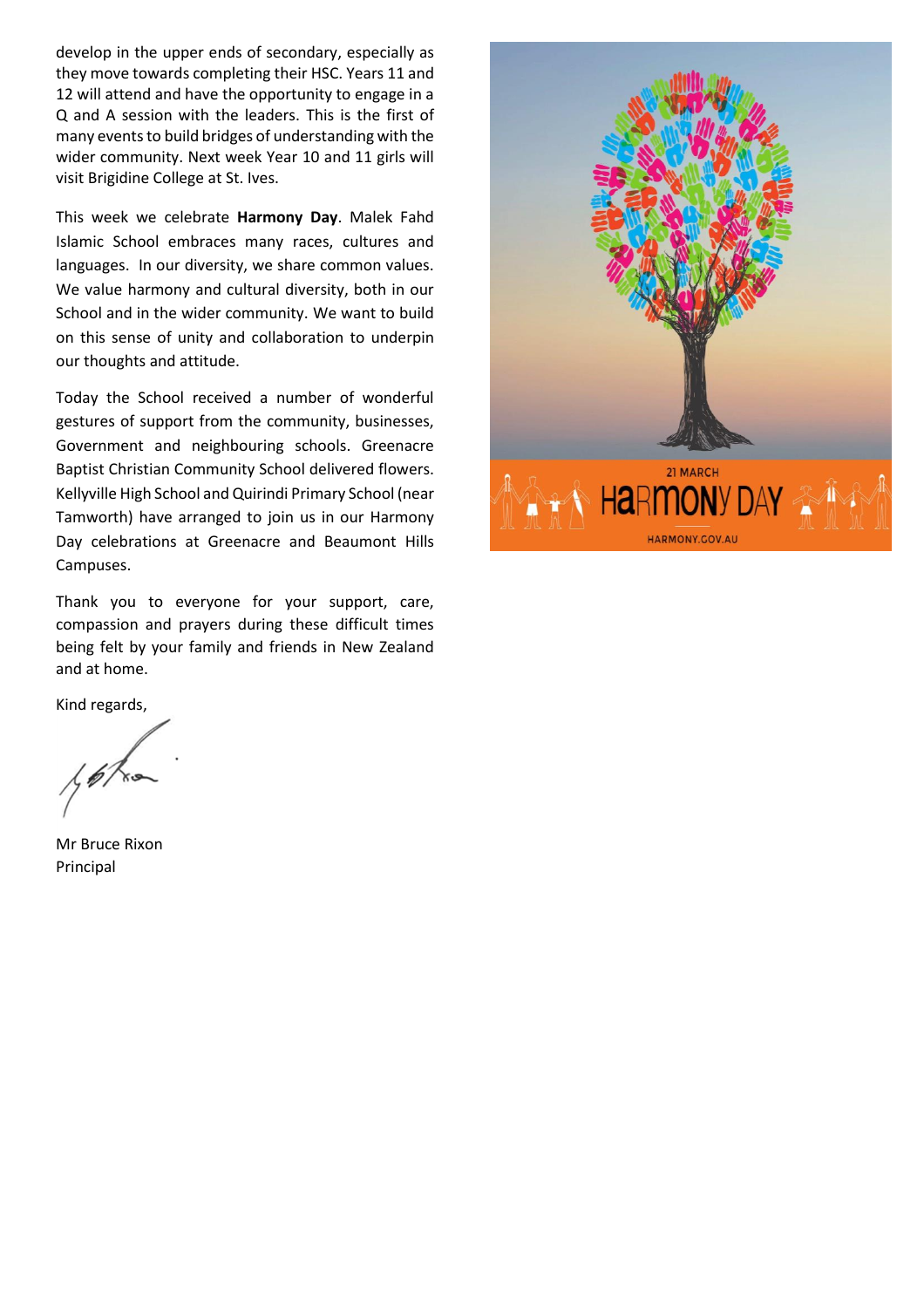develop in the upper ends of secondary, especially as they move towards completing their HSC. Years 11 and 12 will attend and have the opportunity to engage in a Q and A session with the leaders. This is the first of many events to build bridges of understanding with the wider community. Next week Year 10 and 11 girls will visit Brigidine College at St. Ives.

This week we celebrate **Harmony Day**. Malek Fahd Islamic School embraces many races, cultures and languages. In our diversity, we share common values. We value harmony and cultural diversity, both in our School and in the wider community. We want to build on this sense of unity and collaboration to underpin our thoughts and attitude.

Today the School received a number of wonderful gestures of support from the community, businesses, Government and neighbouring schools. Greenacre Baptist Christian Community School delivered flowers. Kellyville High School and Quirindi Primary School (near Tamworth) have arranged to join us in our Harmony Day celebrations at Greenacre and Beaumont Hills Campuses.

Thank you to everyone for your support, care, compassion and prayers during these difficult times being felt by your family and friends in New Zealand and at home.

Kind regards,

Mr Bruce Rixon
Principal

21 MARCH
HARMONY DAY
HARMONY.GOV.AU